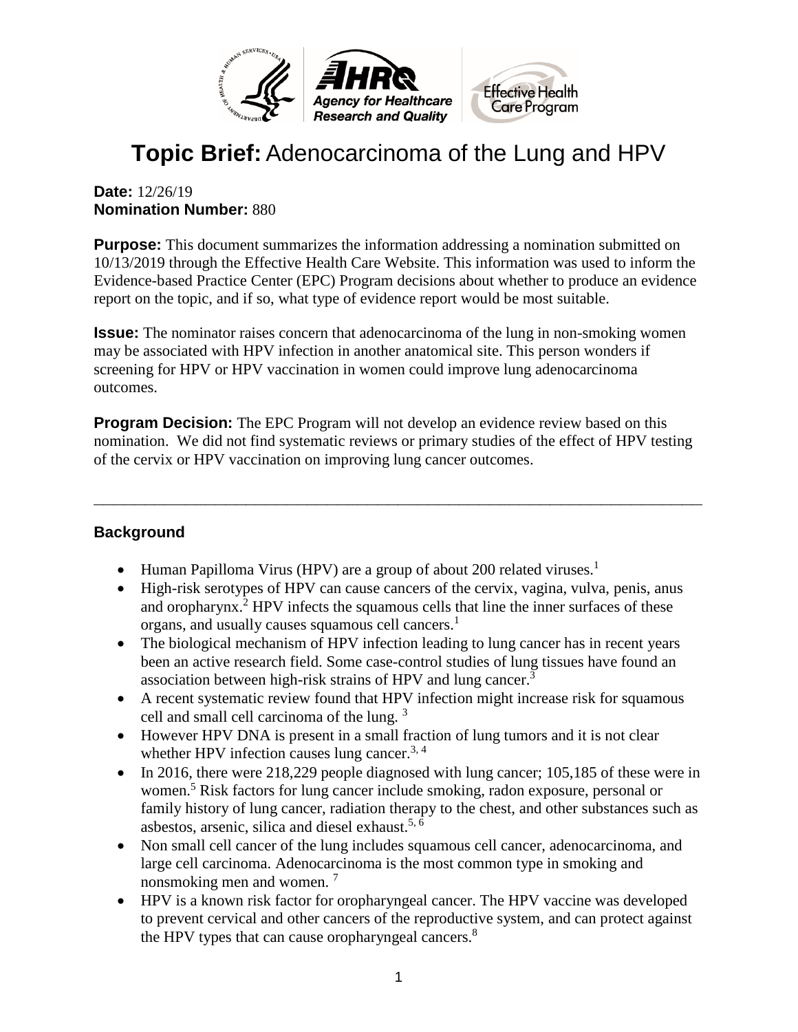# **Topic Brief:** Adenocarcinoma of the Lung and HPV

**Date:** 12/26/19
**Nomination Number:** 880

**Purpose:** This document summarizes the information addressing a nomination submitted on 10/13/2019 through the Effective Health Care Website. This information was used to inform the Evidence-based Practice Center (EPC) Program decisions about whether to produce an evidence report on the topic, and if so, what type of evidence report would be most suitable.

**Issue:** The nominator raises concern that adenocarcinoma of the lung in non-smoking women may be associated with HPV infection in another anatomical site. This person wonders if screening for HPV or HPV vaccination in women could improve lung adenocarcinoma outcomes.

**Program Decision:** The EPC Program will not develop an evidence review based on this nomination. We did not find systematic reviews or primary studies of the effect of HPV testing of the cervix or HPV vaccination on improving lung cancer outcomes.

---

## Background

- Human Papilloma Virus (HPV) are a group of about 200 related viruses.[1]
- High-risk serotypes of HPV can cause cancers of the cervix, vagina, vulva, penis, anus and oropharynx.[2] HPV infects the squamous cells that line the inner surfaces of these organs, and usually causes squamous cell cancers.[1]
- The biological mechanism of HPV infection leading to lung cancer has in recent years been an active research field. Some case-control studies of lung tissues have found an association between high-risk strains of HPV and lung cancer.[3]
- A recent systematic review found that HPV infection might increase risk for squamous cell and small cell carcinoma of the lung. [3]
- However HPV DNA is present in a small fraction of lung tumors and it is not clear whether HPV infection causes lung cancer.[3, 4]
- In 2016, there were 218,229 people diagnosed with lung cancer; 105,185 of these were in women.[5] Risk factors for lung cancer include smoking, radon exposure, personal or family history of lung cancer, radiation therapy to the chest, and other substances such as asbestos, arsenic, silica and diesel exhaust.[5, 6]
- Non small cell cancer of the lung includes squamous cell cancer, adenocarcinoma, and large cell carcinoma. Adenocarcinoma is the most common type in smoking and nonsmoking men and women. [7]
- HPV is a known risk factor for oropharyngeal cancer. The HPV vaccine was developed to prevent cervical and other cancers of the reproductive system, and can protect against the HPV types that can cause oropharyngeal cancers.[8]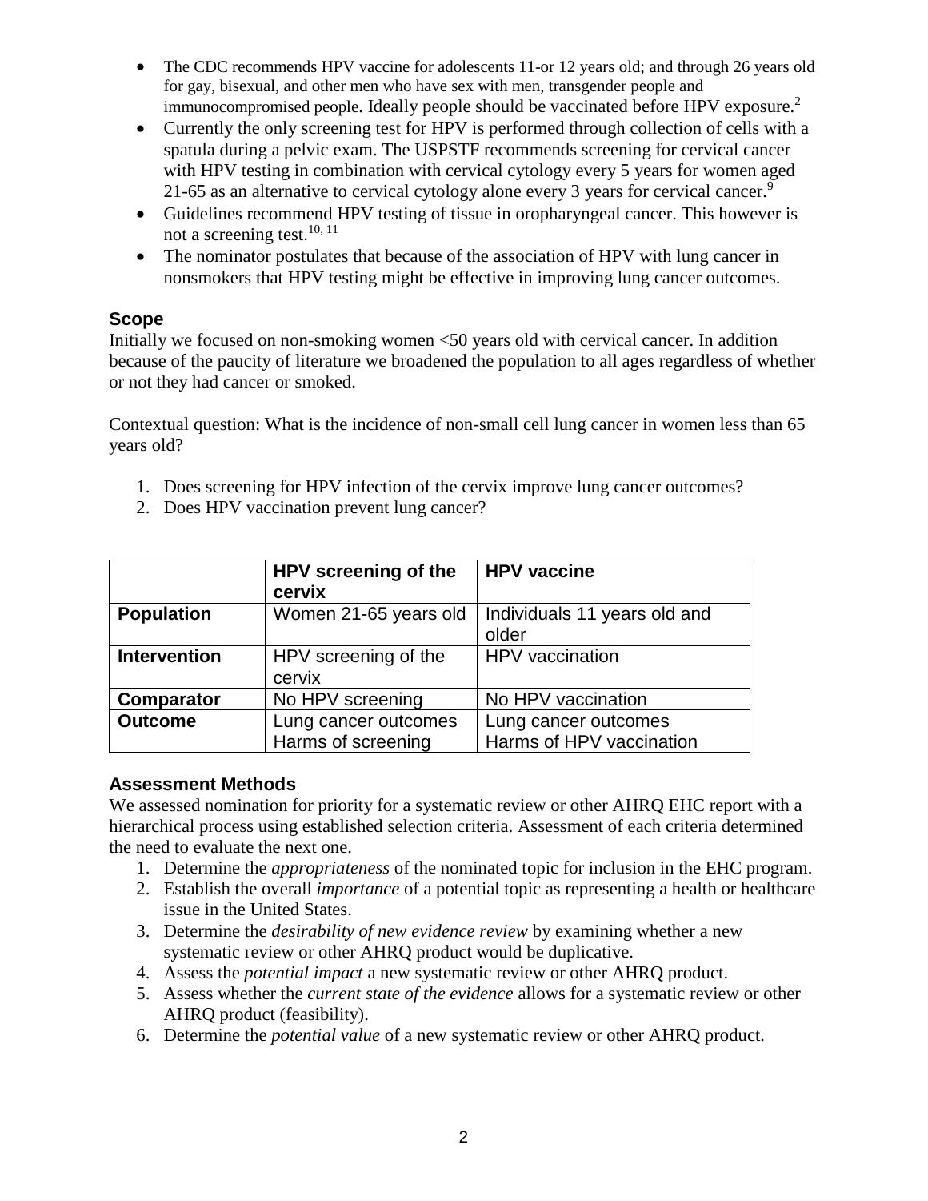- The CDC recommends HPV vaccine for adolescents 11-or 12 years old; and through 26 years old for gay, bisexual, and other men who have sex with men, transgender people and immunocompromised people. Ideally people should be vaccinated before HPV exposure.[2]
- Currently the only screening test for HPV is performed through collection of cells with a spatula during a pelvic exam. The USPSTF recommends screening for cervical cancer with HPV testing in combination with cervical cytology every 5 years for women aged 21-65 as an alternative to cervical cytology alone every 3 years for cervical cancer.[9]
- Guidelines recommend HPV testing of tissue in oropharyngeal cancer. This however is not a screening test.[10, 11]
- The nominator postulates that because of the association of HPV with lung cancer in nonsmokers that HPV testing might be effective in improving lung cancer outcomes.

### Scope

Initially we focused on non-smoking women <50 years old with cervical cancer. In addition because of the paucity of literature we broadened the population to all ages regardless of whether or not they had cancer or smoked.

Contextual question: What is the incidence of non-small cell lung cancer in women less than 65 years old?

1. Does screening for HPV infection of the cervix improve lung cancer outcomes?
2. Does HPV vaccination prevent lung cancer?

| | **HPV screening of the cervix** | **HPV vaccine** |
|---|---|---|
| **Population** | Women 21-65 years old | Individuals 11 years old and older |
| **Intervention** | HPV screening of the cervix | HPV vaccination |
| **Comparator** | No HPV screening | No HPV vaccination |
| **Outcome** | Lung cancer outcomes<br>Harms of screening | Lung cancer outcomes<br>Harms of HPV vaccination |

### Assessment Methods

We assessed nomination for priority for a systematic review or other AHRQ EHC report with a hierarchical process using established selection criteria. Assessment of each criteria determined the need to evaluate the next one.

1. Determine the *appropriateness* of the nominated topic for inclusion in the EHC program.
2. Establish the overall *importance* of a potential topic as representing a health or healthcare issue in the United States.
3. Determine the *desirability of new evidence review* by examining whether a new systematic review or other AHRQ product would be duplicative.
4. Assess the *potential impact* a new systematic review or other AHRQ product.
5. Assess whether the *current state of the evidence* allows for a systematic review or other AHRQ product (feasibility).
6. Determine the *potential value* of a new systematic review or other AHRQ product.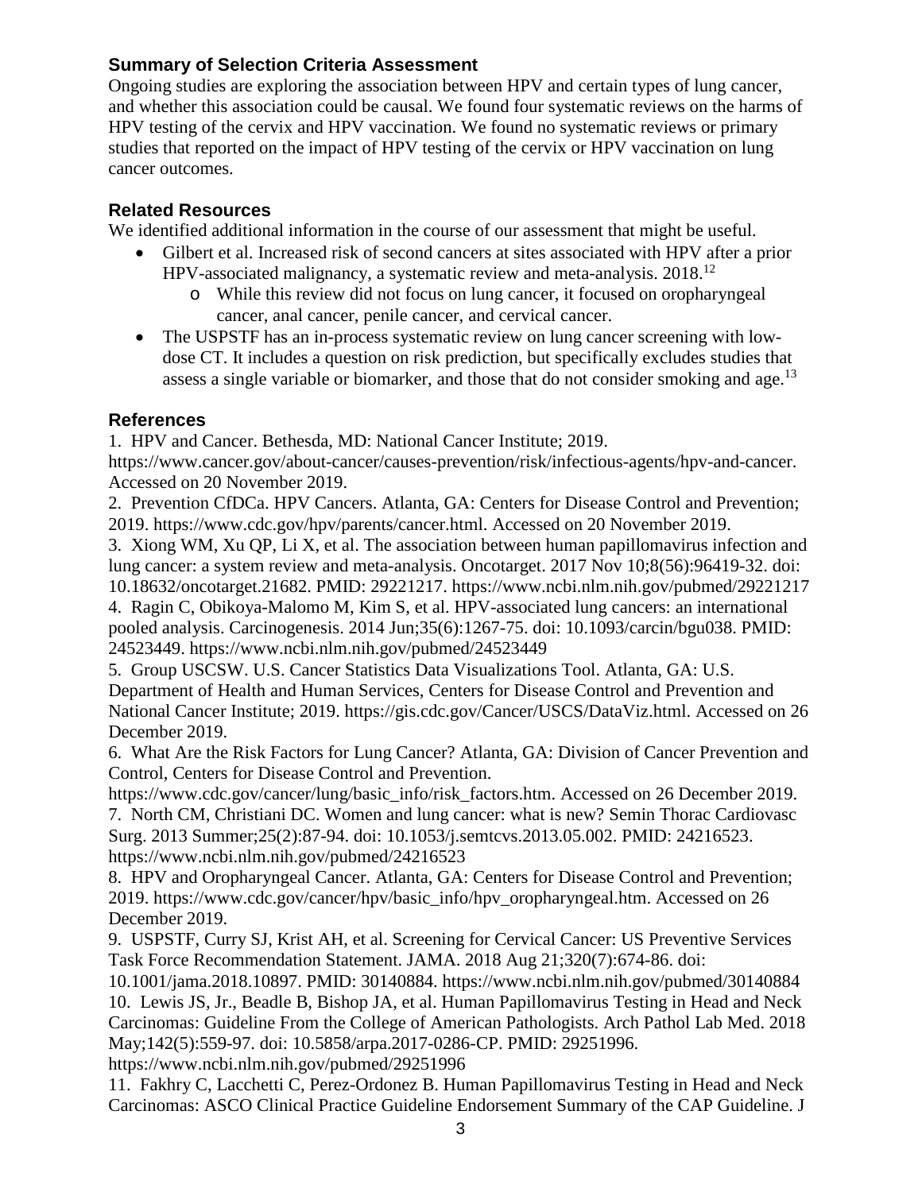## Summary of Selection Criteria Assessment

Ongoing studies are exploring the association between HPV and certain types of lung cancer, and whether this association could be causal. We found four systematic reviews on the harms of HPV testing of the cervix and HPV vaccination. We found no systematic reviews or primary studies that reported on the impact of HPV testing of the cervix or HPV vaccination on lung cancer outcomes.

## Related Resources

We identified additional information in the course of our assessment that might be useful.

- Gilbert et al. Increased risk of second cancers at sites associated with HPV after a prior HPV-associated malignancy, a systematic review and meta-analysis. 2018.[12]
    - While this review did not focus on lung cancer, it focused on oropharyngeal cancer, anal cancer, penile cancer, and cervical cancer.
- The USPSTF has an in-process systematic review on lung cancer screening with low-dose CT. It includes a question on risk prediction, but specifically excludes studies that assess a single variable or biomarker, and those that do not consider smoking and age.[13]

## References

1. HPV and Cancer. Bethesda, MD: National Cancer Institute; 2019. https://www.cancer.gov/about-cancer/causes-prevention/risk/infectious-agents/hpv-and-cancer. Accessed on 20 November 2019.
2. Prevention CfDCa. HPV Cancers. Atlanta, GA: Centers for Disease Control and Prevention; 2019. https://www.cdc.gov/hpv/parents/cancer.html. Accessed on 20 November 2019.
3. Xiong WM, Xu QP, Li X, et al. The association between human papillomavirus infection and lung cancer: a system review and meta-analysis. Oncotarget. 2017 Nov 10;8(56):96419-32. doi: 10.18632/oncotarget.21682. PMID: 29221217. https://www.ncbi.nlm.nih.gov/pubmed/29221217
4. Ragin C, Obikoya-Malomo M, Kim S, et al. HPV-associated lung cancers: an international pooled analysis. Carcinogenesis. 2014 Jun;35(6):1267-75. doi: 10.1093/carcin/bgu038. PMID: 24523449. https://www.ncbi.nlm.nih.gov/pubmed/24523449
5. Group USCSW. U.S. Cancer Statistics Data Visualizations Tool. Atlanta, GA: U.S. Department of Health and Human Services, Centers for Disease Control and Prevention and National Cancer Institute; 2019. https://gis.cdc.gov/Cancer/USCS/DataViz.html. Accessed on 26 December 2019.
6. What Are the Risk Factors for Lung Cancer? Atlanta, GA: Division of Cancer Prevention and Control, Centers for Disease Control and Prevention. https://www.cdc.gov/cancer/lung/basic_info/risk_factors.htm. Accessed on 26 December 2019.
7. North CM, Christiani DC. Women and lung cancer: what is new? Semin Thorac Cardiovasc Surg. 2013 Summer;25(2):87-94. doi: 10.1053/j.semtcvs.2013.05.002. PMID: 24216523. https://www.ncbi.nlm.nih.gov/pubmed/24216523
8. HPV and Oropharyngeal Cancer. Atlanta, GA: Centers for Disease Control and Prevention; 2019. https://www.cdc.gov/cancer/hpv/basic_info/hpv_oropharyngeal.htm. Accessed on 26 December 2019.
9. USPSTF, Curry SJ, Krist AH, et al. Screening for Cervical Cancer: US Preventive Services Task Force Recommendation Statement. JAMA. 2018 Aug 21;320(7):674-86. doi: 10.1001/jama.2018.10897. PMID: 30140884. https://www.ncbi.nlm.nih.gov/pubmed/30140884
10. Lewis JS, Jr., Beadle B, Bishop JA, et al. Human Papillomavirus Testing in Head and Neck Carcinomas: Guideline From the College of American Pathologists. Arch Pathol Lab Med. 2018 May;142(5):559-97. doi: 10.5858/arpa.2017-0286-CP. PMID: 29251996. https://www.ncbi.nlm.nih.gov/pubmed/29251996
11. Fakhry C, Lacchetti C, Perez-Ordonez B. Human Papillomavirus Testing in Head and Neck Carcinomas: ASCO Clinical Practice Guideline Endorsement Summary of the CAP Guideline. J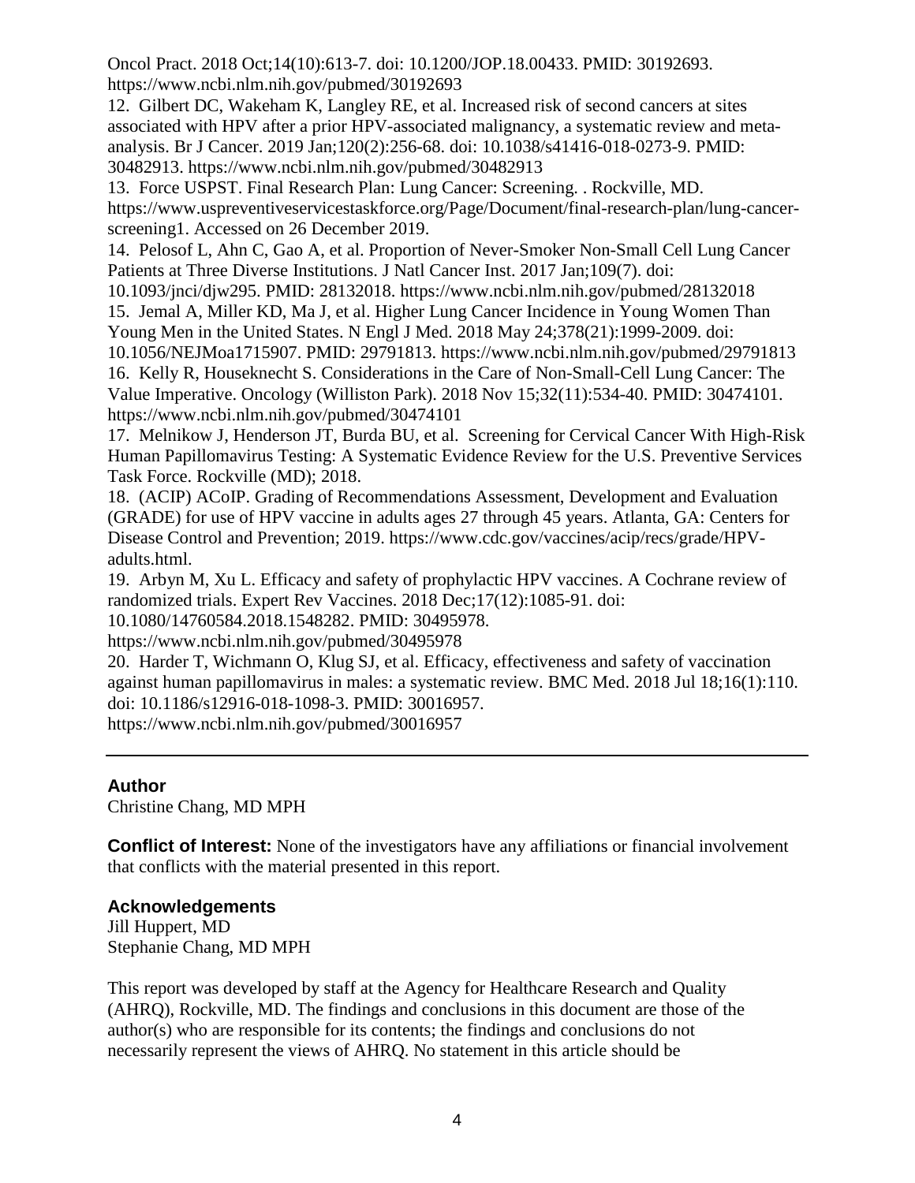Oncol Pract. 2018 Oct;14(10):613-7. doi: 10.1200/JOP.18.00433. PMID: 30192693. https://www.ncbi.nlm.nih.gov/pubmed/30192693

12. Gilbert DC, Wakeham K, Langley RE, et al. Increased risk of second cancers at sites associated with HPV after a prior HPV-associated malignancy, a systematic review and meta-analysis. Br J Cancer. 2019 Jan;120(2):256-68. doi: 10.1038/s41416-018-0273-9. PMID: 30482913. https://www.ncbi.nlm.nih.gov/pubmed/30482913

13. Force USPST. Final Research Plan: Lung Cancer: Screening. . Rockville, MD. https://www.uspreventiveservicestaskforce.org/Page/Document/final-research-plan/lung-cancer-screening1. Accessed on 26 December 2019.

14. Pelosof L, Ahn C, Gao A, et al. Proportion of Never-Smoker Non-Small Cell Lung Cancer Patients at Three Diverse Institutions. J Natl Cancer Inst. 2017 Jan;109(7). doi: 10.1093/jnci/djw295. PMID: 28132018. https://www.ncbi.nlm.nih.gov/pubmed/28132018

15. Jemal A, Miller KD, Ma J, et al. Higher Lung Cancer Incidence in Young Women Than Young Men in the United States. N Engl J Med. 2018 May 24;378(21):1999-2009. doi: 10.1056/NEJMoa1715907. PMID: 29791813. https://www.ncbi.nlm.nih.gov/pubmed/29791813

16. Kelly R, Houseknecht S. Considerations in the Care of Non-Small-Cell Lung Cancer: The Value Imperative. Oncology (Williston Park). 2018 Nov 15;32(11):534-40. PMID: 30474101. https://www.ncbi.nlm.nih.gov/pubmed/30474101

17. Melnikow J, Henderson JT, Burda BU, et al. Screening for Cervical Cancer With High-Risk Human Papillomavirus Testing: A Systematic Evidence Review for the U.S. Preventive Services Task Force. Rockville (MD); 2018.

18. (ACIP) ACoIP. Grading of Recommendations Assessment, Development and Evaluation (GRADE) for use of HPV vaccine in adults ages 27 through 45 years. Atlanta, GA: Centers for Disease Control and Prevention; 2019. https://www.cdc.gov/vaccines/acip/recs/grade/HPV-adults.html.

19. Arbyn M, Xu L. Efficacy and safety of prophylactic HPV vaccines. A Cochrane review of randomized trials. Expert Rev Vaccines. 2018 Dec;17(12):1085-91. doi: 10.1080/14760584.2018.1548282. PMID: 30495978. https://www.ncbi.nlm.nih.gov/pubmed/30495978

20. Harder T, Wichmann O, Klug SJ, et al. Efficacy, effectiveness and safety of vaccination against human papillomavirus in males: a systematic review. BMC Med. 2018 Jul 18;16(1):110. doi: 10.1186/s12916-018-1098-3. PMID: 30016957. https://www.ncbi.nlm.nih.gov/pubmed/30016957

---

## Author

Christine Chang, MD MPH

**Conflict of Interest:** None of the investigators have any affiliations or financial involvement that conflicts with the material presented in this report.

## Acknowledgements

Jill Huppert, MD
Stephanie Chang, MD MPH

This report was developed by staff at the Agency for Healthcare Research and Quality (AHRQ), Rockville, MD. The findings and conclusions in this document are those of the author(s) who are responsible for its contents; the findings and conclusions do not necessarily represent the views of AHRQ. No statement in this article should be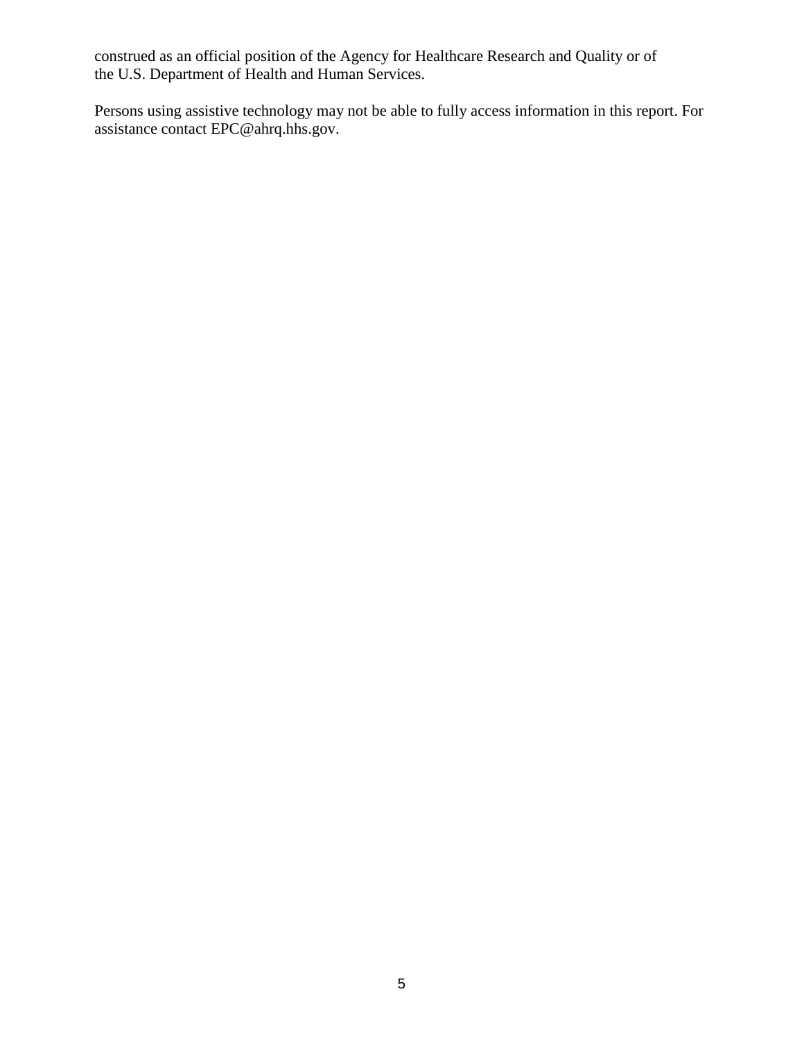construed as an official position of the Agency for Healthcare Research and Quality or of the U.S. Department of Health and Human Services.

Persons using assistive technology may not be able to fully access information in this report. For assistance contact EPC@ahrq.hhs.gov.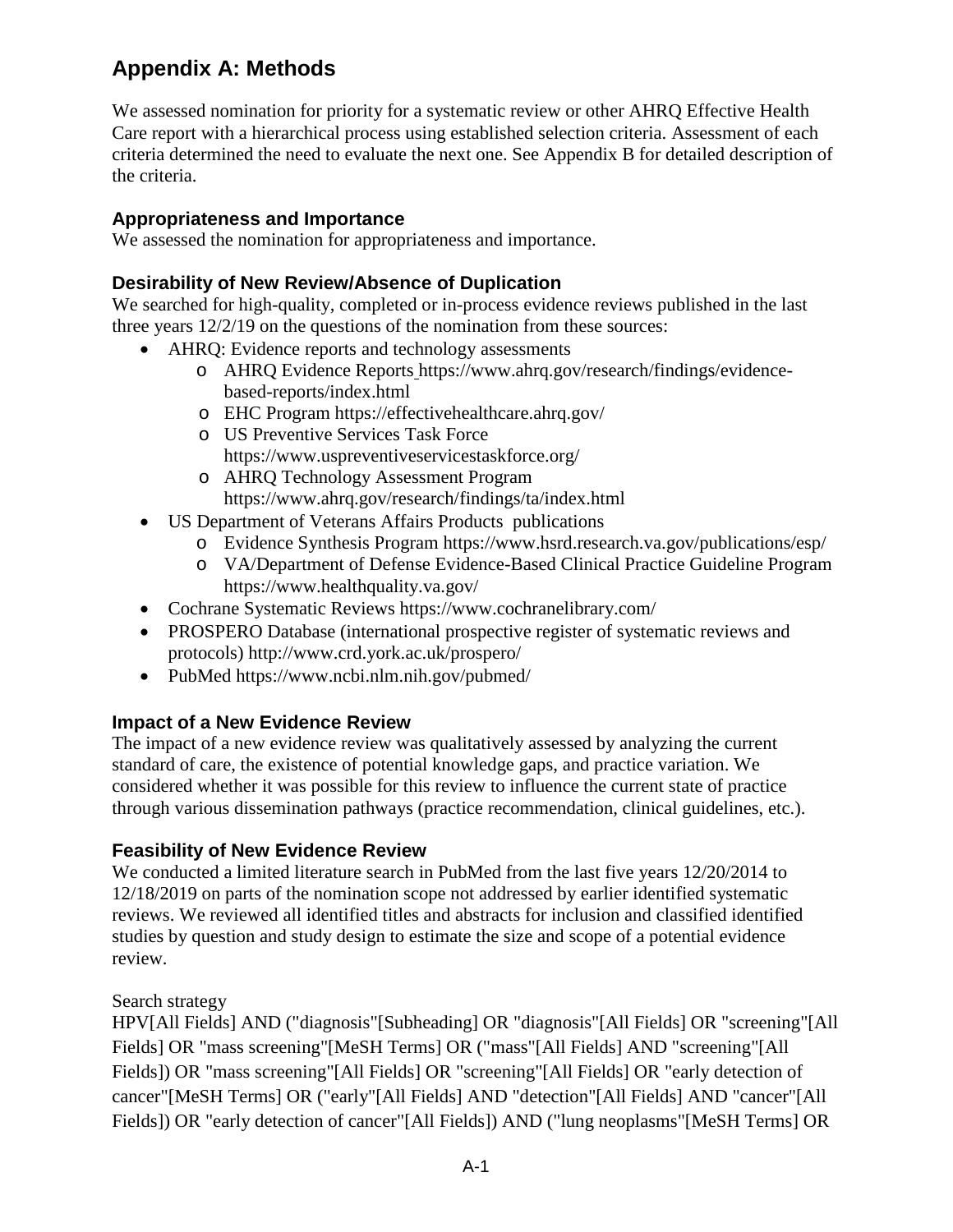# Appendix A: Methods

We assessed nomination for priority for a systematic review or other AHRQ Effective Health Care report with a hierarchical process using established selection criteria. Assessment of each criteria determined the need to evaluate the next one. See Appendix B for detailed description of the criteria.

### Appropriateness and Importance

We assessed the nomination for appropriateness and importance.

### Desirability of New Review/Absence of Duplication

We searched for high-quality, completed or in-process evidence reviews published in the last three years 12/2/19 on the questions of the nomination from these sources:

- AHRQ: Evidence reports and technology assessments
  - AHRQ Evidence Reports https://www.ahrq.gov/research/findings/evidence-based-reports/index.html
  - EHC Program https://effectivehealthcare.ahrq.gov/
  - US Preventive Services Task Force https://www.uspreventiveservicestaskforce.org/
  - AHRQ Technology Assessment Program https://www.ahrq.gov/research/findings/ta/index.html
- US Department of Veterans Affairs Products publications
  - Evidence Synthesis Program https://www.hsrd.research.va.gov/publications/esp/
  - VA/Department of Defense Evidence-Based Clinical Practice Guideline Program https://www.healthquality.va.gov/
- Cochrane Systematic Reviews https://www.cochranelibrary.com/
- PROSPERO Database (international prospective register of systematic reviews and protocols) http://www.crd.york.ac.uk/prospero/
- PubMed https://www.ncbi.nlm.nih.gov/pubmed/

### Impact of a New Evidence Review

The impact of a new evidence review was qualitatively assessed by analyzing the current standard of care, the existence of potential knowledge gaps, and practice variation. We considered whether it was possible for this review to influence the current state of practice through various dissemination pathways (practice recommendation, clinical guidelines, etc.).

### Feasibility of New Evidence Review

We conducted a limited literature search in PubMed from the last five years 12/20/2014 to 12/18/2019 on parts of the nomination scope not addressed by earlier identified systematic reviews. We reviewed all identified titles and abstracts for inclusion and classified identified studies by question and study design to estimate the size and scope of a potential evidence review.

Search strategy

HPV[All Fields] AND ("diagnosis"[Subheading] OR "diagnosis"[All Fields] OR "screening"[All Fields] OR "mass screening"[MeSH Terms] OR ("mass"[All Fields] AND "screening"[All Fields]) OR "mass screening"[All Fields] OR "screening"[All Fields] OR "early detection of cancer"[MeSH Terms] OR ("early"[All Fields] AND "detection"[All Fields] AND "cancer"[All Fields]) OR "early detection of cancer"[All Fields]) AND ("lung neoplasms"[MeSH Terms] OR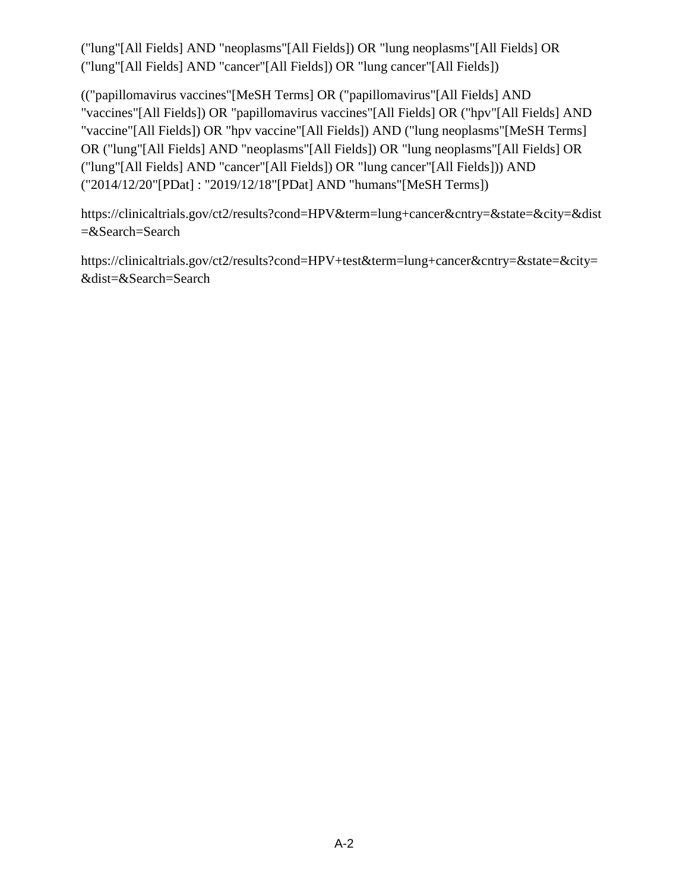("lung"[All Fields] AND "neoplasms"[All Fields]) OR "lung neoplasms"[All Fields] OR ("lung"[All Fields] AND "cancer"[All Fields]) OR "lung cancer"[All Fields])

(("papillomavirus vaccines"[MeSH Terms] OR ("papillomavirus"[All Fields] AND "vaccines"[All Fields]) OR "papillomavirus vaccines"[All Fields] OR ("hpv"[All Fields] AND "vaccine"[All Fields]) OR "hpv vaccine"[All Fields]) AND ("lung neoplasms"[MeSH Terms] OR ("lung"[All Fields] AND "neoplasms"[All Fields]) OR "lung neoplasms"[All Fields] OR ("lung"[All Fields] AND "cancer"[All Fields]) OR "lung cancer"[All Fields])) AND ("2014/12/20"[PDat] : "2019/12/18"[PDat] AND "humans"[MeSH Terms])

https://clinicaltrials.gov/ct2/results?cond=HPV&term=lung+cancer&cntry=&state=&city=&dist=&Search=Search

https://clinicaltrials.gov/ct2/results?cond=HPV+test&term=lung+cancer&cntry=&state=&city=&dist=&Search=Search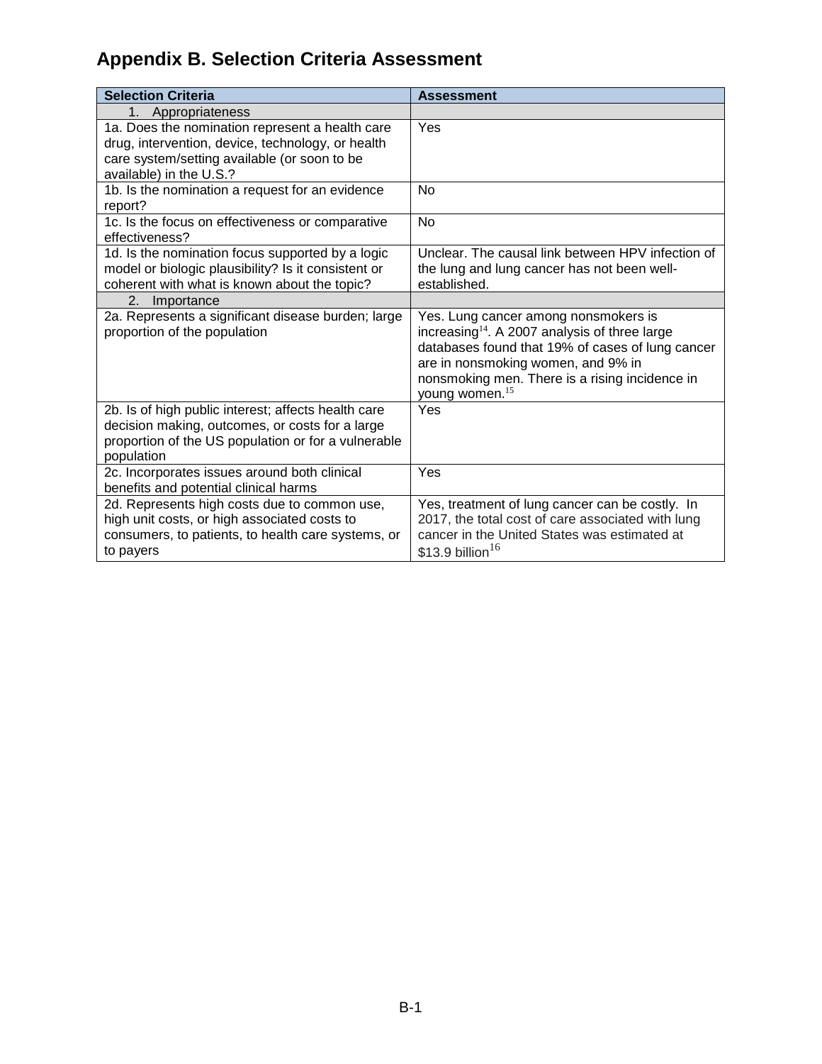# Appendix B. Selection Criteria Assessment

| Selection Criteria | Assessment |
|---|---|
| 1. Appropriateness | |
| 1a. Does the nomination represent a health care drug, intervention, device, technology, or health care system/setting available (or soon to be available) in the U.S.? | Yes |
| 1b. Is the nomination a request for an evidence report? | No |
| 1c. Is the focus on effectiveness or comparative effectiveness? | No |
| 1d. Is the nomination focus supported by a logic model or biologic plausibility? Is it consistent or coherent with what is known about the topic? | Unclear. The causal link between HPV infection of the lung and lung cancer has not been well-established. |
| 2. Importance | |
| 2a. Represents a significant disease burden; large proportion of the population | Yes. Lung cancer among nonsmokers is increasing[14]. A 2007 analysis of three large databases found that 19% of cases of lung cancer are in nonsmoking women, and 9% in nonsmoking men. There is a rising incidence in young women.[15] |
| 2b. Is of high public interest; affects health care decision making, outcomes, or costs for a large proportion of the US population or for a vulnerable population | Yes |
| 2c. Incorporates issues around both clinical benefits and potential clinical harms | Yes |
| 2d. Represents high costs due to common use, high unit costs, or high associated costs to consumers, to patients, to health care systems, or to payers | Yes, treatment of lung cancer can be costly. In 2017, the total cost of care associated with lung cancer in the United States was estimated at $13.9 billion[16] |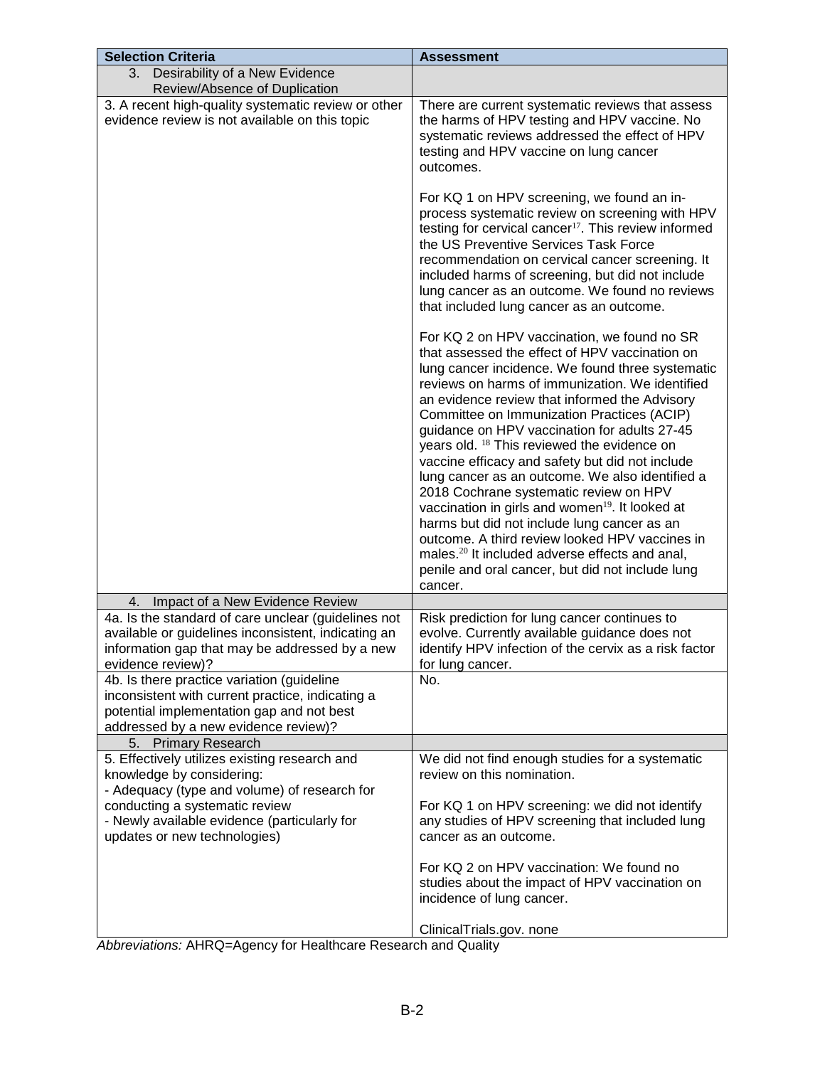| Selection Criteria | Assessment |
|---|---|
| 3. Desirability of a New Evidence Review/Absence of Duplication | |
| 3. A recent high-quality systematic review or other evidence review is not available on this topic | There are current systematic reviews that assess the harms of HPV testing and HPV vaccine. No systematic reviews addressed the effect of HPV testing and HPV vaccine on lung cancer outcomes.<br><br>For KQ 1 on HPV screening, we found an in-process systematic review on screening with HPV testing for cervical cancer[17]. This review informed the US Preventive Services Task Force recommendation on cervical cancer screening. It included harms of screening, but did not include lung cancer as an outcome. We found no reviews that included lung cancer as an outcome.<br><br>For KQ 2 on HPV vaccination, we found no SR that assessed the effect of HPV vaccination on lung cancer incidence. We found three systematic reviews on harms of immunization. We identified an evidence review that informed the Advisory Committee on Immunization Practices (ACIP) guidance on HPV vaccination for adults 27-45 years old. [18] This reviewed the evidence on vaccine efficacy and safety but did not include lung cancer as an outcome. We also identified a 2018 Cochrane systematic review on HPV vaccination in girls and women[19]. It looked at harms but did not include lung cancer as an outcome. A third review looked HPV vaccines in males.[20] It included adverse effects and anal, penile and oral cancer, but did not include lung cancer. |
| 4. Impact of a New Evidence Review | |
| 4a. Is the standard of care unclear (guidelines not available or guidelines inconsistent, indicating an information gap that may be addressed by a new evidence review)? | Risk prediction for lung cancer continues to evolve. Currently available guidance does not identify HPV infection of the cervix as a risk factor for lung cancer. |
| 4b. Is there practice variation (guideline inconsistent with current practice, indicating a potential implementation gap and not best addressed by a new evidence review)? | No. |
| 5. Primary Research | |
| 5. Effectively utilizes existing research and knowledge by considering:<br>- Adequacy (type and volume) of research for conducting a systematic review<br>- Newly available evidence (particularly for updates or new technologies) | We did not find enough studies for a systematic review on this nomination.<br><br>For KQ 1 on HPV screening: we did not identify any studies of HPV screening that included lung cancer as an outcome.<br><br>For KQ 2 on HPV vaccination: We found no studies about the impact of HPV vaccination on incidence of lung cancer.<br><br>ClinicalTrials.gov. none |

*Abbreviations:* AHRQ=Agency for Healthcare Research and Quality